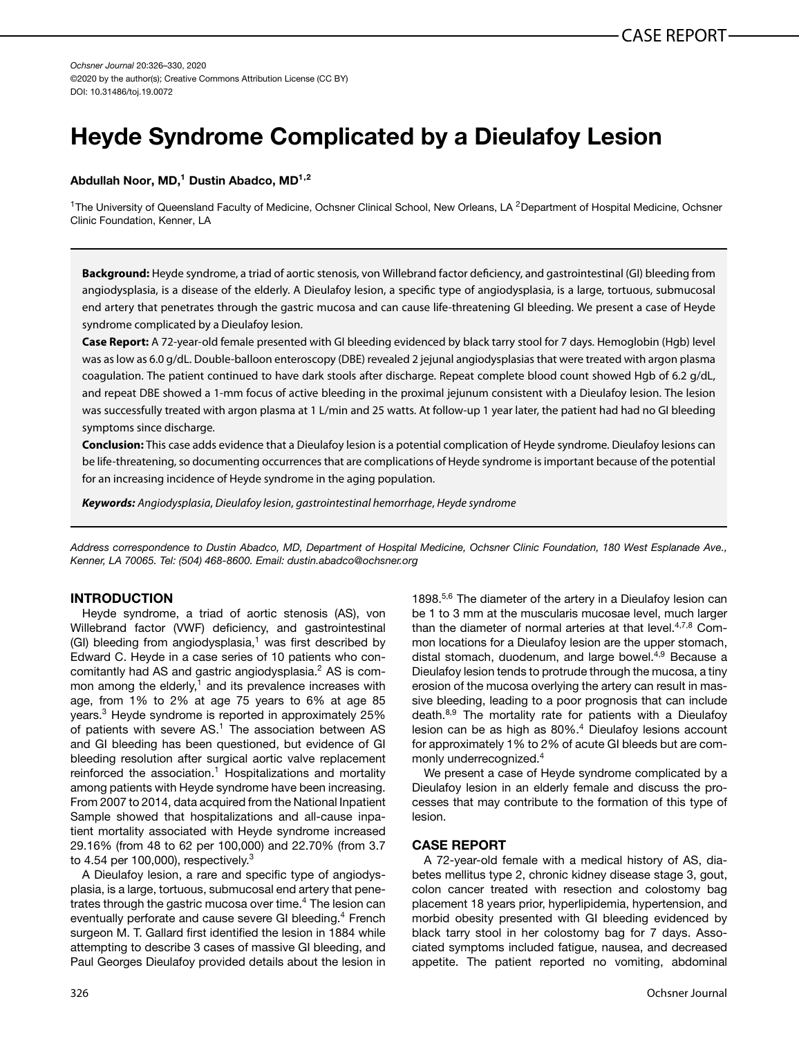Ochsner Journal 20:326–330, 2020
©2020 by the author(s); Creative Commons Attribution License (CC BY)
DOI: 10.31486/toj.19.0072

# Heyde Syndrome Complicated by a Dieulafoy Lesion

**Abdullah Noor, MD,[1] Dustin Abadco, MD[1,2]**

[1]The University of Queensland Faculty of Medicine, Ochsner Clinical School, New Orleans, LA [2]Department of Hospital Medicine, Ochsner Clinic Foundation, Kenner, LA

**Background:** Heyde syndrome, a triad of aortic stenosis, von Willebrand factor deficiency, and gastrointestinal (GI) bleeding from angiodysplasia, is a disease of the elderly. A Dieulafoy lesion, a specific type of angiodysplasia, is a large, tortuous, submucosal end artery that penetrates through the gastric mucosa and can cause life-threatening GI bleeding. We present a case of Heyde syndrome complicated by a Dieulafoy lesion.

**Case Report:** A 72-year-old female presented with GI bleeding evidenced by black tarry stool for 7 days. Hemoglobin (Hgb) level was as low as 6.0 g/dL. Double-balloon enteroscopy (DBE) revealed 2 jejunal angiodysplasias that were treated with argon plasma coagulation. The patient continued to have dark stools after discharge. Repeat complete blood count showed Hgb of 6.2 g/dL, and repeat DBE showed a 1-mm focus of active bleeding in the proximal jejunum consistent with a Dieulafoy lesion. The lesion was successfully treated with argon plasma at 1 L/min and 25 watts. At follow-up 1 year later, the patient had had no GI bleeding symptoms since discharge.

**Conclusion:** This case adds evidence that a Dieulafoy lesion is a potential complication of Heyde syndrome. Dieulafoy lesions can be life-threatening, so documenting occurrences that are complications of Heyde syndrome is important because of the potential for an increasing incidence of Heyde syndrome in the aging population.

***Keywords:*** *Angiodysplasia*, *Dieulafoy lesion*, *gastrointestinal hemorrhage*, *Heyde syndrome*

*Address correspondence to Dustin Abadco, MD, Department of Hospital Medicine, Ochsner Clinic Foundation, 180 West Esplanade Ave., Kenner, LA 70065. Tel: (504) 468-8600. Email: dustin.abadco@ochsner.org*

## INTRODUCTION

Heyde syndrome, a triad of aortic stenosis (AS), von Willebrand factor (VWF) deficiency, and gastrointestinal (GI) bleeding from angiodysplasia,[1] was first described by Edward C. Heyde in a case series of 10 patients who concomitantly had AS and gastric angiodysplasia.[2] AS is common among the elderly,[1] and its prevalence increases with age, from 1% to 2% at age 75 years to 6% at age 85 years.[3] Heyde syndrome is reported in approximately 25% of patients with severe AS.[1] The association between AS and GI bleeding has been questioned, but evidence of GI bleeding resolution after surgical aortic valve replacement reinforced the association.[1] Hospitalizations and mortality among patients with Heyde syndrome have been increasing. From 2007 to 2014, data acquired from the National Inpatient Sample showed that hospitalizations and all-cause inpatient mortality associated with Heyde syndrome increased 29.16% (from 48 to 62 per 100,000) and 22.70% (from 3.7 to 4.54 per 100,000), respectively.[3]

A Dieulafoy lesion, a rare and specific type of angiodysplasia, is a large, tortuous, submucosal end artery that penetrates through the gastric mucosa over time.[4] The lesion can eventually perforate and cause severe GI bleeding.[4] French surgeon M. T. Gallard first identified the lesion in 1884 while attempting to describe 3 cases of massive GI bleeding, and Paul Georges Dieulafoy provided details about the lesion in 1898.[5,6] The diameter of the artery in a Dieulafoy lesion can be 1 to 3 mm at the muscularis mucosae level, much larger than the diameter of normal arteries at that level.[4,7,8] Common locations for a Dieulafoy lesion are the upper stomach, distal stomach, duodenum, and large bowel.[4,9] Because a Dieulafoy lesion tends to protrude through the mucosa, a tiny erosion of the mucosa overlying the artery can result in massive bleeding, leading to a poor prognosis that can include death.[8,9] The mortality rate for patients with a Dieulafoy lesion can be as high as 80%.[4] Dieulafoy lesions account for approximately 1% to 2% of acute GI bleeds but are commonly underrecognized.[4]

We present a case of Heyde syndrome complicated by a Dieulafoy lesion in an elderly female and discuss the processes that may contribute to the formation of this type of lesion.

## CASE REPORT

A 72-year-old female with a medical history of AS, diabetes mellitus type 2, chronic kidney disease stage 3, gout, colon cancer treated with resection and colostomy bag placement 18 years prior, hyperlipidemia, hypertension, and morbid obesity presented with GI bleeding evidenced by black tarry stool in her colostomy bag for 7 days. Associated symptoms included fatigue, nausea, and decreased appetite. The patient reported no vomiting, abdominal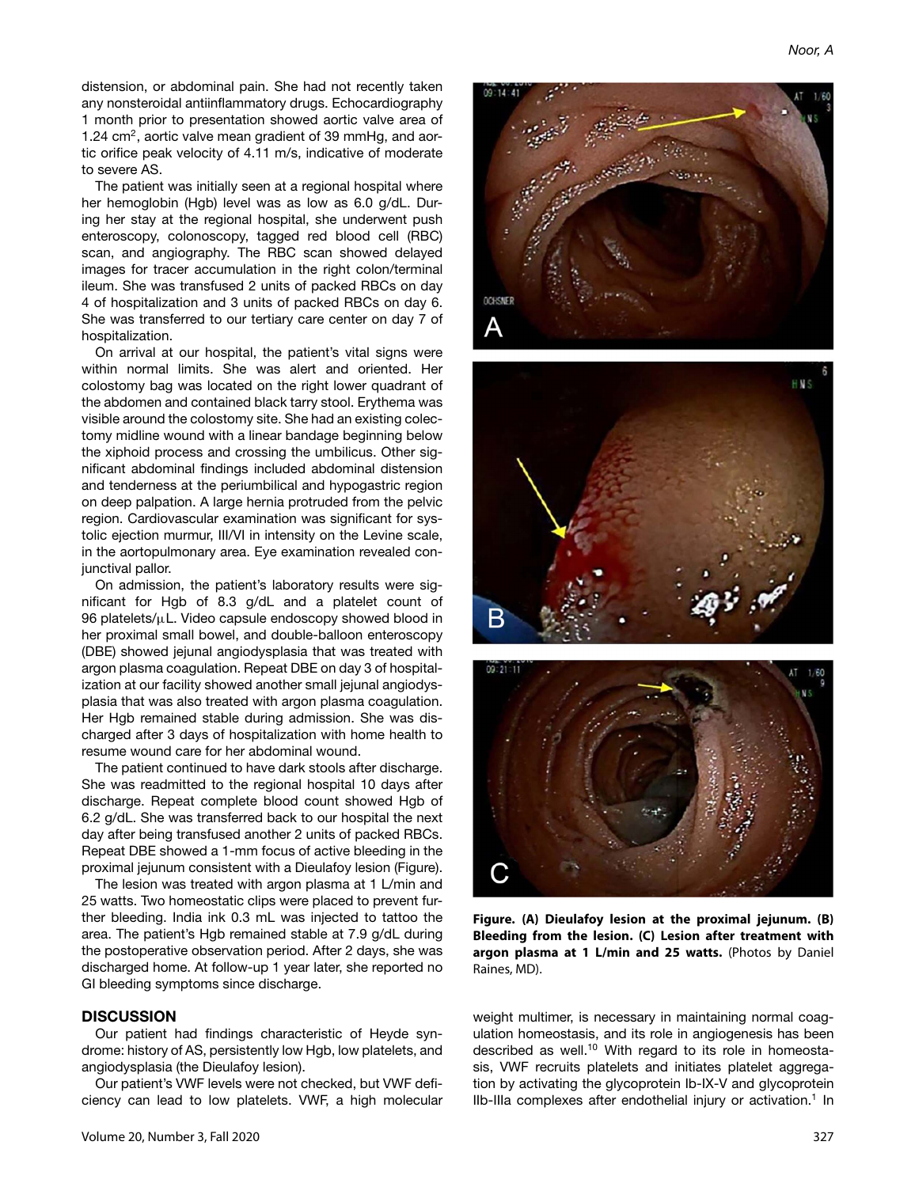distension, or abdominal pain. She had not recently taken any nonsteroidal antiinflammatory drugs. Echocardiography 1 month prior to presentation showed aortic valve area of 1.24 $cm^2$, aortic valve mean gradient of 39 mmHg, and aortic orifice peak velocity of 4.11 m/s, indicative of moderate to severe AS.

The patient was initially seen at a regional hospital where her hemoglobin (Hgb) level was as low as 6.0 g/dL. During her stay at the regional hospital, she underwent push enteroscopy, colonoscopy, tagged red blood cell (RBC) scan, and angiography. The RBC scan showed delayed images for tracer accumulation in the right colon/terminal ileum. She was transfused 2 units of packed RBCs on day 4 of hospitalization and 3 units of packed RBCs on day 6. She was transferred to our tertiary care center on day 7 of hospitalization.

On arrival at our hospital, the patient's vital signs were within normal limits. She was alert and oriented. Her colostomy bag was located on the right lower quadrant of the abdomen and contained black tarry stool. Erythema was visible around the colostomy site. She had an existing colectomy midline wound with a linear bandage beginning below the xiphoid process and crossing the umbilicus. Other significant abdominal findings included abdominal distension and tenderness at the periumbilical and hypogastric region on deep palpation. A large hernia protruded from the pelvic region. Cardiovascular examination was significant for systolic ejection murmur, III/VI in intensity on the Levine scale, in the aortopulmonary area. Eye examination revealed conjunctival pallor.

On admission, the patient's laboratory results were significant for Hgb of 8.3 g/dL and a platelet count of 96 platelets/μL. Video capsule endoscopy showed blood in her proximal small bowel, and double-balloon enteroscopy (DBE) showed jejunal angiodysplasia that was treated with argon plasma coagulation. Repeat DBE on day 3 of hospitalization at our facility showed another small jejunal angiodysplasia that was also treated with argon plasma coagulation. Her Hgb remained stable during admission. She was discharged after 3 days of hospitalization with home health to resume wound care for her abdominal wound.

The patient continued to have dark stools after discharge. She was readmitted to the regional hospital 10 days after discharge. Repeat complete blood count showed Hgb of 6.2 g/dL. She was transferred back to our hospital the next day after being transfused another 2 units of packed RBCs. Repeat DBE showed a 1-mm focus of active bleeding in the proximal jejunum consistent with a Dieulafoy lesion (Figure).

The lesion was treated with argon plasma at 1 L/min and 25 watts. Two homeostatic clips were placed to prevent further bleeding. India ink 0.3 mL was injected to tattoo the area. The patient's Hgb remained stable at 7.9 g/dL during the postoperative observation period. After 2 days, she was discharged home. At follow-up 1 year later, she reported no GI bleeding symptoms since discharge.

**Figure. (A) Dieulafoy lesion at the proximal jejunum. (B) Bleeding from the lesion. (C) Lesion after treatment with argon plasma at 1 L/min and 25 watts.** (Photos by Daniel Raines, MD).

## DISCUSSION

Our patient had findings characteristic of Heyde syndrome: history of AS, persistently low Hgb, low platelets, and angiodysplasia (the Dieulafoy lesion).

Our patient's VWF levels were not checked, but VWF deficiency can lead to low platelets. VWF, a high molecular weight multimer, is necessary in maintaining normal coagulation homeostasis, and its role in angiogenesis has been described as well.[10] With regard to its role in homeostasis, VWF recruits platelets and initiates platelet aggregation by activating the glycoprotein Ib-IX-V and glycoprotein IIb-IIIa complexes after endothelial injury or activation.[1] In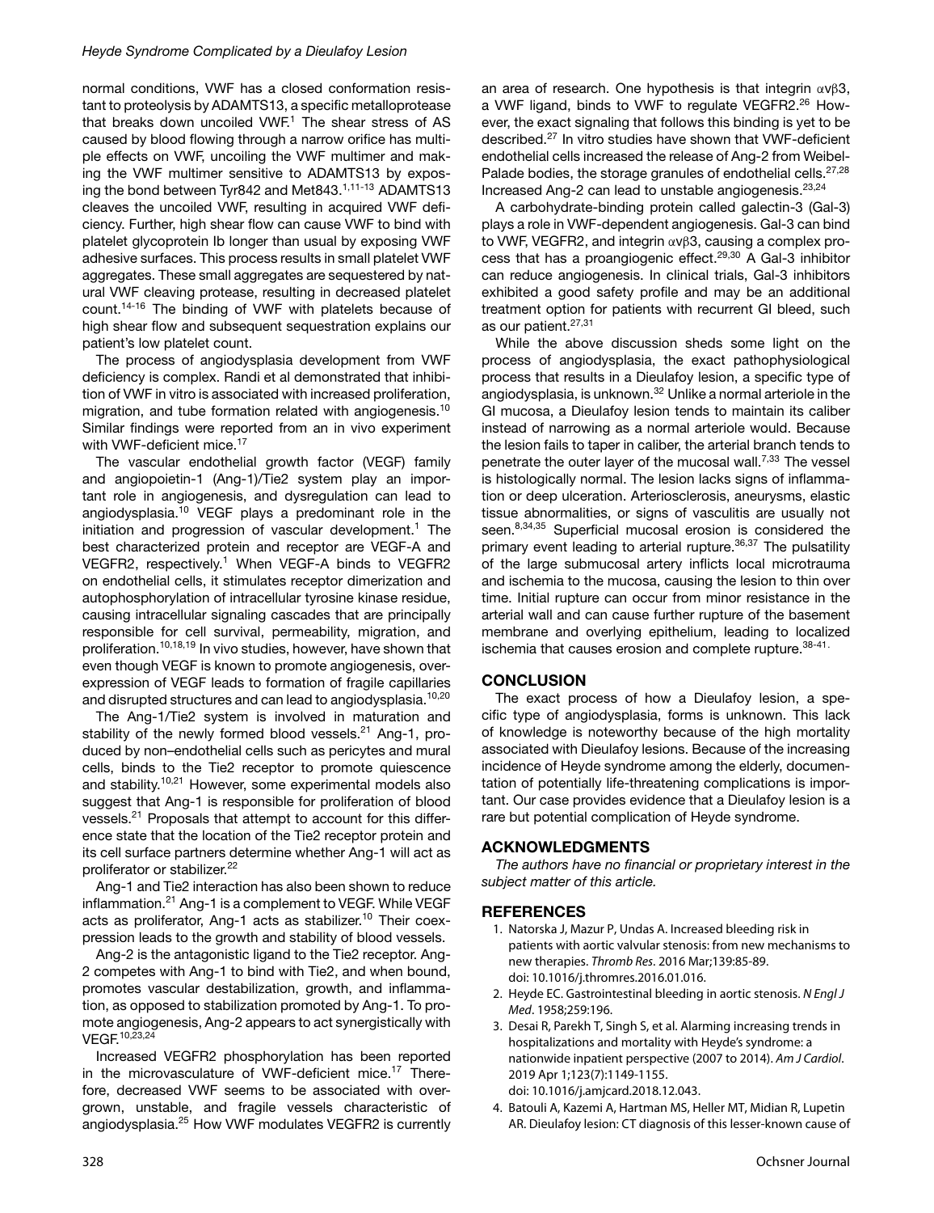normal conditions, VWF has a closed conformation resistant to proteolysis by ADAMTS13, a specific metalloprotease that breaks down uncoiled VWF.[1] The shear stress of AS caused by blood flowing through a narrow orifice has multiple effects on VWF, uncoiling the VWF multimer and making the VWF multimer sensitive to ADAMTS13 by exposing the bond between Tyr842 and Met843.[1,11-13] ADAMTS13 cleaves the uncoiled VWF, resulting in acquired VWF deficiency. Further, high shear flow can cause VWF to bind with platelet glycoprotein Ib longer than usual by exposing VWF adhesive surfaces. This process results in small platelet VWF aggregates. These small aggregates are sequestered by natural VWF cleaving protease, resulting in decreased platelet count.[14-16] The binding of VWF with platelets because of high shear flow and subsequent sequestration explains our patient's low platelet count.

The process of angiodysplasia development from VWF deficiency is complex. Randi et al demonstrated that inhibition of VWF in vitro is associated with increased proliferation, migration, and tube formation related with angiogenesis.[10] Similar findings were reported from an in vivo experiment with VWF-deficient mice.[17]

The vascular endothelial growth factor (VEGF) family and angiopoietin-1 (Ang-1)/Tie2 system play an important role in angiogenesis, and dysregulation can lead to angiodysplasia.[10] VEGF plays a predominant role in the initiation and progression of vascular development.[1] The best characterized protein and receptor are VEGF-A and VEGFR2, respectively.[1] When VEGF-A binds to VEGFR2 on endothelial cells, it stimulates receptor dimerization and autophosphorylation of intracellular tyrosine kinase residue, causing intracellular signaling cascades that are principally responsible for cell survival, permeability, migration, and proliferation.[10,18,19] In vivo studies, however, have shown that even though VEGF is known to promote angiogenesis, overexpression of VEGF leads to formation of fragile capillaries and disrupted structures and can lead to angiodysplasia.[10,20]

The Ang-1/Tie2 system is involved in maturation and stability of the newly formed blood vessels.[21] Ang-1, produced by non–endothelial cells such as pericytes and mural cells, binds to the Tie2 receptor to promote quiescence and stability.[10,21] However, some experimental models also suggest that Ang-1 is responsible for proliferation of blood vessels.[21] Proposals that attempt to account for this difference state that the location of the Tie2 receptor protein and its cell surface partners determine whether Ang-1 will act as proliferator or stabilizer.[22]

Ang-1 and Tie2 interaction has also been shown to reduce inflammation.[21] Ang-1 is a complement to VEGF. While VEGF acts as proliferator, Ang-1 acts as stabilizer.[10] Their coexpression leads to the growth and stability of blood vessels.

Ang-2 is the antagonistic ligand to the Tie2 receptor. Ang-2 competes with Ang-1 to bind with Tie2, and when bound, promotes vascular destabilization, growth, and inflammation, as opposed to stabilization promoted by Ang-1. To promote angiogenesis, Ang-2 appears to act synergistically with VEGF.[10,23,24]

Increased VEGFR2 phosphorylation has been reported in the microvasculature of VWF-deficient mice.[17] Therefore, decreased VWF seems to be associated with overgrown, unstable, and fragile vessels characteristic of angiodysplasia.[25] How VWF modulates VEGFR2 is currently an area of research. One hypothesis is that integrin $\alpha v\beta 3$, a VWF ligand, binds to VWF to regulate VEGFR2.[26] However, the exact signaling that follows this binding is yet to be described.[27] In vitro studies have shown that VWF-deficient endothelial cells increased the release of Ang-2 from Weibel-Palade bodies, the storage granules of endothelial cells.[27,28] Increased Ang-2 can lead to unstable angiogenesis.[23,24]

A carbohydrate-binding protein called galectin-3 (Gal-3) plays a role in VWF-dependent angiogenesis. Gal-3 can bind to VWF, VEGFR2, and integrin $\alpha v\beta 3$, causing a complex process that has a proangiogenic effect.[29,30] A Gal-3 inhibitor can reduce angiogenesis. In clinical trials, Gal-3 inhibitors exhibited a good safety profile and may be an additional treatment option for patients with recurrent GI bleed, such as our patient.[27,31]

While the above discussion sheds some light on the process of angiodysplasia, the exact pathophysiological process that results in a Dieulafoy lesion, a specific type of angiodysplasia, is unknown.[32] Unlike a normal arteriole in the GI mucosa, a Dieulafoy lesion tends to maintain its caliber instead of narrowing as a normal arteriole would. Because the lesion fails to taper in caliber, the arterial branch tends to penetrate the outer layer of the mucosal wall.[7,33] The vessel is histologically normal. The lesion lacks signs of inflammation or deep ulceration. Arteriosclerosis, aneurysms, elastic tissue abnormalities, or signs of vasculitis are usually not seen.[8,34,35] Superficial mucosal erosion is considered the primary event leading to arterial rupture.[36,37] The pulsatility of the large submucosal artery inflicts local microtrauma and ischemia to the mucosa, causing the lesion to thin over time. Initial rupture can occur from minor resistance in the arterial wall and can cause further rupture of the basement membrane and overlying epithelium, leading to localized ischemia that causes erosion and complete rupture.[38-41]

## CONCLUSION

The exact process of how a Dieulafoy lesion, a specific type of angiodysplasia, forms is unknown. This lack of knowledge is noteworthy because of the high mortality associated with Dieulafoy lesions. Because of the increasing incidence of Heyde syndrome among the elderly, documentation of potentially life-threatening complications is important. Our case provides evidence that a Dieulafoy lesion is a rare but potential complication of Heyde syndrome.

## ACKNOWLEDGMENTS

*The authors have no financial or proprietary interest in the subject matter of this article.*

## REFERENCES

1. Natorska J, Mazur P, Undas A. Increased bleeding risk in patients with aortic valvular stenosis: from new mechanisms to new therapies. *Thromb Res*. 2016 Mar;139:85-89. doi: 10.1016/j.thromres.2016.01.016.
2. Heyde EC. Gastrointestinal bleeding in aortic stenosis. *N Engl J Med*. 1958;259:196.
3. Desai R, Parekh T, Singh S, et al. Alarming increasing trends in hospitalizations and mortality with Heyde's syndrome: a nationwide inpatient perspective (2007 to 2014). *Am J Cardiol*. 2019 Apr 1;123(7):1149-1155. doi: 10.1016/j.amjcard.2018.12.043.
4. Batouli A, Kazemi A, Hartman MS, Heller MT, Midian R, Lupetin AR. Dieulafoy lesion: CT diagnosis of this lesser-known cause of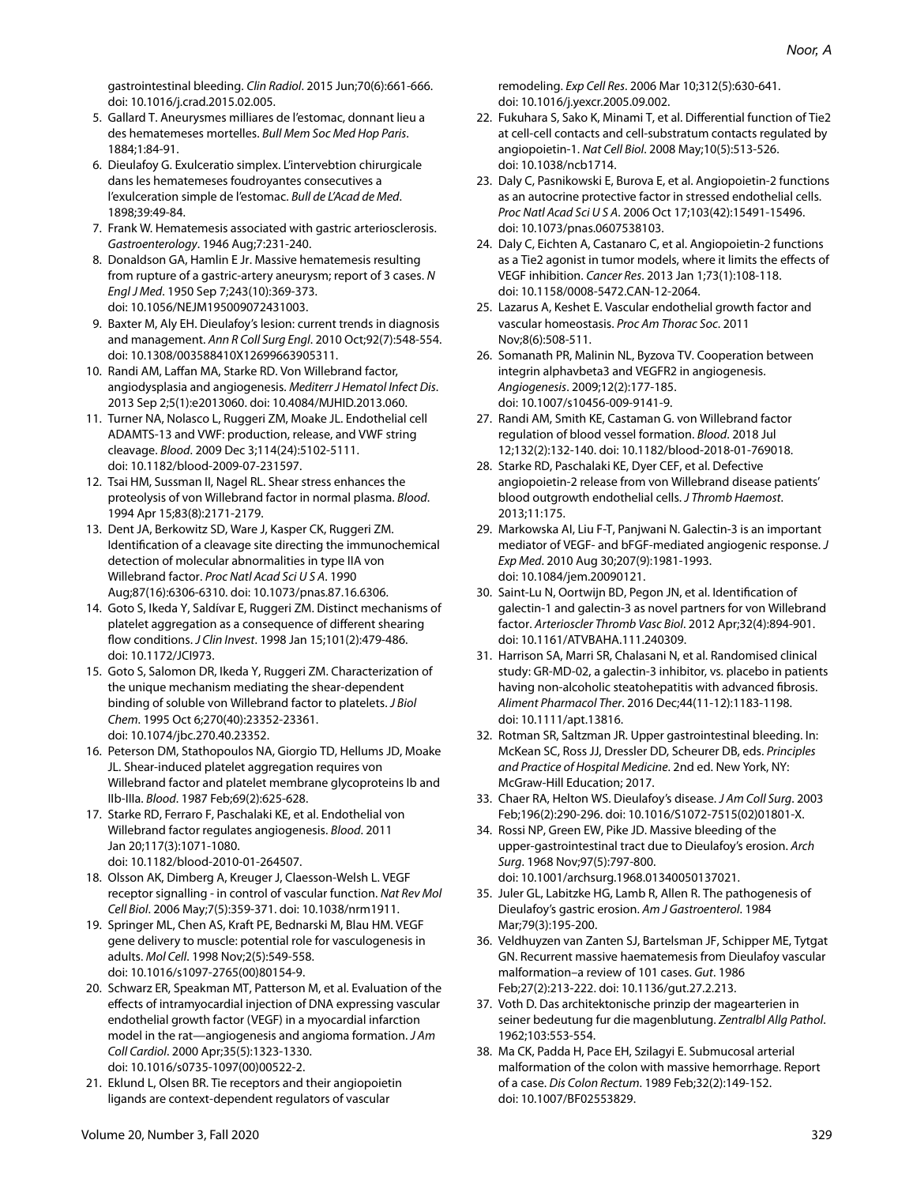gastrointestinal bleeding. *Clin Radiol*. 2015 Jun;70(6):661-666. doi: 10.1016/j.crad.2015.02.005.

5. Gallard T. Aneurysmes milliares de l'estomac, donnant lieu a des hematemeses mortelles. *Bull Mem Soc Med Hop Paris*. 1884;1:84-91.
6. Dieulafoy G. Exulceratio simplex. L'intervebtion chirurgicale dans les hematemeses foudroyantes consecutives a l'exulceration simple de l'estomac. *Bull de L'Acad de Med*. 1898;39:49-84.
7. Frank W. Hematemesis associated with gastric arteriosclerosis. *Gastroenterology*. 1946 Aug;7:231-240.
8. Donaldson GA, Hamlin E Jr. Massive hematemesis resulting from rupture of a gastric-artery aneurysm; report of 3 cases. *N Engl J Med*. 1950 Sep 7;243(10):369-373. doi: 10.1056/NEJM195009072431003.
9. Baxter M, Aly EH. Dieulafoy's lesion: current trends in diagnosis and management. *Ann R Coll Surg Engl*. 2010 Oct;92(7):548-554. doi: 10.1308/003588410X12699663905311.
10. Randi AM, Laffan MA, Starke RD. Von Willebrand factor, angiodysplasia and angiogenesis. *Mediterr J Hematol Infect Dis*. 2013 Sep 2;5(1):e2013060. doi: 10.4084/MJHID.2013.060.
11. Turner NA, Nolasco L, Ruggeri ZM, Moake JL. Endothelial cell ADAMTS-13 and VWF: production, release, and VWF string cleavage. *Blood*. 2009 Dec 3;114(24):5102-5111. doi: 10.1182/blood-2009-07-231597.
12. Tsai HM, Sussman II, Nagel RL. Shear stress enhances the proteolysis of von Willebrand factor in normal plasma. *Blood*. 1994 Apr 15;83(8):2171-2179.
13. Dent JA, Berkowitz SD, Ware J, Kasper CK, Ruggeri ZM. Identification of a cleavage site directing the immunochemical detection of molecular abnormalities in type IIA von Willebrand factor. *Proc Natl Acad Sci U S A*. 1990 Aug;87(16):6306-6310. doi: 10.1073/pnas.87.16.6306.
14. Goto S, Ikeda Y, Saldívar E, Ruggeri ZM. Distinct mechanisms of platelet aggregation as a consequence of different shearing flow conditions. *J Clin Invest*. 1998 Jan 15;101(2):479-486. doi: 10.1172/JCI973.
15. Goto S, Salomon DR, Ikeda Y, Ruggeri ZM. Characterization of the unique mechanism mediating the shear-dependent binding of soluble von Willebrand factor to platelets. *J Biol Chem*. 1995 Oct 6;270(40):23352-23361. doi: 10.1074/jbc.270.40.23352.
16. Peterson DM, Stathopoulos NA, Giorgio TD, Hellums JD, Moake JL. Shear-induced platelet aggregation requires von Willebrand factor and platelet membrane glycoproteins Ib and IIb-IIIa. *Blood*. 1987 Feb;69(2):625-628.
17. Starke RD, Ferraro F, Paschalaki KE, et al. Endothelial von Willebrand factor regulates angiogenesis. *Blood*. 2011 Jan 20;117(3):1071-1080. doi: 10.1182/blood-2010-01-264507.
18. Olsson AK, Dimberg A, Kreuger J, Claesson-Welsh L. VEGF receptor signalling - in control of vascular function. *Nat Rev Mol Cell Biol*. 2006 May;7(5):359-371. doi: 10.1038/nrm1911.
19. Springer ML, Chen AS, Kraft PE, Bednarski M, Blau HM. VEGF gene delivery to muscle: potential role for vasculogenesis in adults. *Mol Cell*. 1998 Nov;2(5):549-558. doi: 10.1016/s1097-2765(00)80154-9.
20. Schwarz ER, Speakman MT, Patterson M, et al. Evaluation of the effects of intramyocardial injection of DNA expressing vascular endothelial growth factor (VEGF) in a myocardial infarction model in the rat—angiogenesis and angioma formation. *J Am Coll Cardiol*. 2000 Apr;35(5):1323-1330. doi: 10.1016/s0735-1097(00)00522-2.
21. Eklund L, Olsen BR. Tie receptors and their angiopoietin ligands are context-dependent regulators of vascular remodeling. *Exp Cell Res*. 2006 Mar 10;312(5):630-641. doi: 10.1016/j.yexcr.2005.09.002.
22. Fukuhara S, Sako K, Minami T, et al. Differential function of Tie2 at cell-cell contacts and cell-substratum contacts regulated by angiopoietin-1. *Nat Cell Biol*. 2008 May;10(5):513-526. doi: 10.1038/ncb1714.
23. Daly C, Pasnikowski E, Burova E, et al. Angiopoietin-2 functions as an autocrine protective factor in stressed endothelial cells. *Proc Natl Acad Sci U S A*. 2006 Oct 17;103(42):15491-15496. doi: 10.1073/pnas.0607538103.
24. Daly C, Eichten A, Castanaro C, et al. Angiopoietin-2 functions as a Tie2 agonist in tumor models, where it limits the effects of VEGF inhibition. *Cancer Res*. 2013 Jan 1;73(1):108-118. doi: 10.1158/0008-5472.CAN-12-2064.
25. Lazarus A, Keshet E. Vascular endothelial growth factor and vascular homeostasis. *Proc Am Thorac Soc*. 2011 Nov;8(6):508-511.
26. Somanath PR, Malinin NL, Byzova TV. Cooperation between integrin alphavbeta3 and VEGFR2 in angiogenesis. *Angiogenesis*. 2009;12(2):177-185. doi: 10.1007/s10456-009-9141-9.
27. Randi AM, Smith KE, Castaman G. von Willebrand factor regulation of blood vessel formation. *Blood*. 2018 Jul 12;132(2):132-140. doi: 10.1182/blood-2018-01-769018.
28. Starke RD, Paschalaki KE, Dyer CEF, et al. Defective angiopoietin-2 release from von Willebrand disease patients' blood outgrowth endothelial cells. *J Thromb Haemost*. 2013;11:175.
29. Markowska AI, Liu F-T, Panjwani N. Galectin-3 is an important mediator of VEGF- and bFGF-mediated angiogenic response. *J Exp Med*. 2010 Aug 30;207(9):1981-1993. doi: 10.1084/jem.20090121.
30. Saint-Lu N, Oortwijn BD, Pegon JN, et al. Identification of galectin-1 and galectin-3 as novel partners for von Willebrand factor. *Arterioscler Thromb Vasc Biol*. 2012 Apr;32(4):894-901. doi: 10.1161/ATVBAHA.111.240309.
31. Harrison SA, Marri SR, Chalasani N, et al. Randomised clinical study: GR-MD-02, a galectin-3 inhibitor, vs. placebo in patients having non-alcoholic steatohepatitis with advanced fibrosis. *Aliment Pharmacol Ther*. 2016 Dec;44(11-12):1183-1198. doi: 10.1111/apt.13816.
32. Rotman SR, Saltzman JR. Upper gastrointestinal bleeding. In: McKean SC, Ross JJ, Dressler DD, Scheurer DB, eds. *Principles and Practice of Hospital Medicine*. 2nd ed. New York, NY: McGraw-Hill Education; 2017.
33. Chaer RA, Helton WS. Dieulafoy's disease. *J Am Coll Surg*. 2003 Feb;196(2):290-296. doi: 10.1016/S1072-7515(02)01801-X.
34. Rossi NP, Green EW, Pike JD. Massive bleeding of the upper-gastrointestinal tract due to Dieulafoy's erosion. *Arch Surg*. 1968 Nov;97(5):797-800. doi: 10.1001/archsurg.1968.01340050137021.
35. Juler GL, Labitzke HG, Lamb R, Allen R. The pathogenesis of Dieulafoy's gastric erosion. *Am J Gastroenterol*. 1984 Mar;79(3):195-200.
36. Veldhuyzen van Zanten SJ, Bartelsman JF, Schipper ME, Tytgat GN. Recurrent massive haematemesis from Dieulafoy vascular malformation–a review of 101 cases. *Gut*. 1986 Feb;27(2):213-222. doi: 10.1136/gut.27.2.213.
37. Voth D. Das architektonische prinzip der magearterien in seiner bedeutung fur die magenblutung. *Zentralbl Allg Pathol*. 1962;103:553-554.
38. Ma CK, Padda H, Pace EH, Szilagyi E. Submucosal arterial malformation of the colon with massive hemorrhage. Report of a case. *Dis Colon Rectum*. 1989 Feb;32(2):149-152. doi: 10.1007/BF02553829.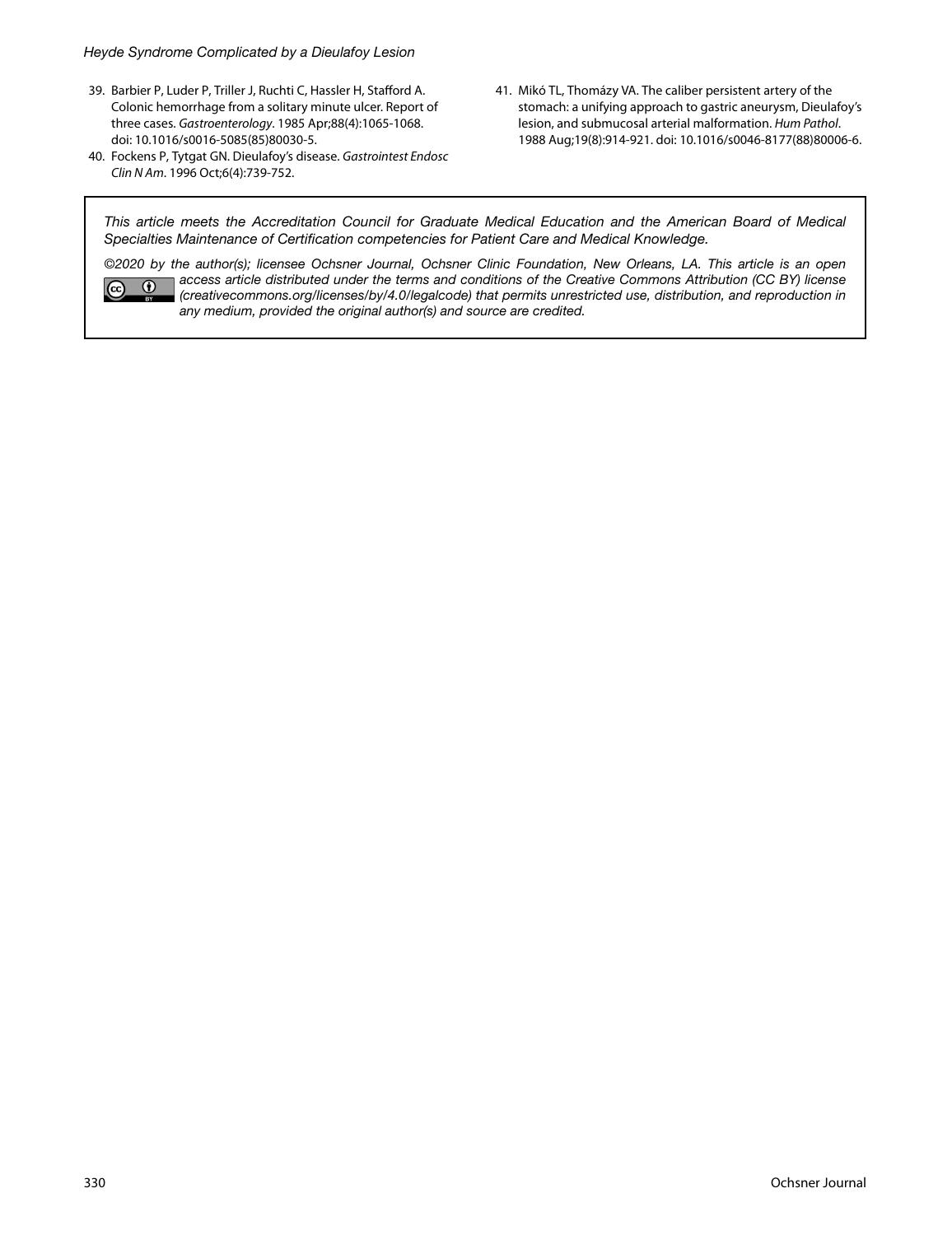39. Barbier P, Luder P, Triller J, Ruchti C, Hassler H, Stafford A. Colonic hemorrhage from a solitary minute ulcer. Report of three cases. *Gastroenterology*. 1985 Apr;88(4):1065-1068. doi: 10.1016/s0016-5085(85)80030-5.
40. Fockens P, Tytgat GN. Dieulafoy's disease. *Gastrointest Endosc Clin N Am*. 1996 Oct;6(4):739-752.
41. Mikó TL, Thomázy VA. The caliber persistent artery of the stomach: a unifying approach to gastric aneurysm, Dieulafoy's lesion, and submucosal arterial malformation. *Hum Pathol*. 1988 Aug;19(8):914-921. doi: 10.1016/s0046-8177(88)80006-6.

*This article meets the Accreditation Council for Graduate Medical Education and the American Board of Medical Specialties Maintenance of Certification competencies for Patient Care and Medical Knowledge.*

*©2020 by the author(s); licensee Ochsner Journal, Ochsner Clinic Foundation, New Orleans, LA. This article is an open access article distributed under the terms and conditions of the Creative Commons Attribution (CC BY) license (creativecommons.org/licenses/by/4.0/legalcode) that permits unrestricted use, distribution, and reproduction in any medium, provided the original author(s) and source are credited.*